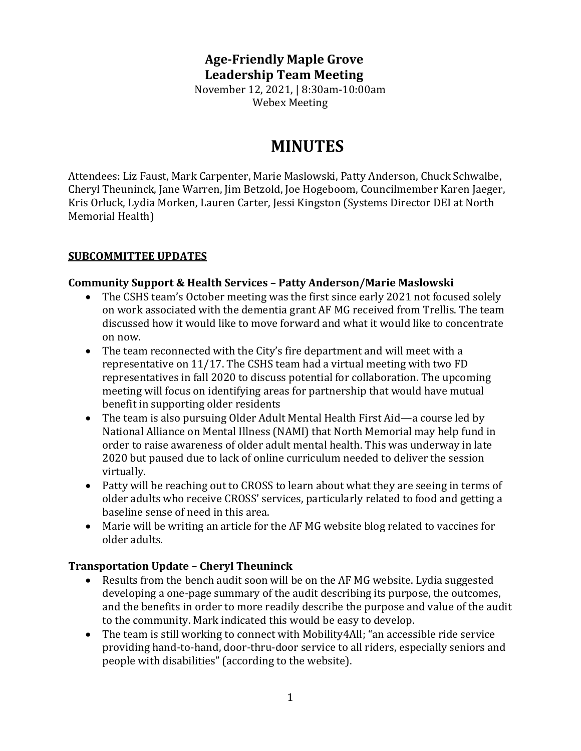# Age-Friendly Maple Grove
# Leadership Team Meeting

November 12, 2021, | 8:30am-10:00am
Webex Meeting

# MINUTES

Attendees: Liz Faust, Mark Carpenter, Marie Maslowski, Patty Anderson, Chuck Schwalbe, Cheryl Theuninck, Jane Warren, Jim Betzold, Joe Hogeboom, Councilmember Karen Jaeger, Kris Orluck, Lydia Morken, Lauren Carter, Jessi Kingston (Systems Director DEI at North Memorial Health)

## SUBCOMMITTEE UPDATES

### Community Support & Health Services – Patty Anderson/Marie Maslowski

- The CSHS team's October meeting was the first since early 2021 not focused solely on work associated with the dementia grant AF MG received from Trellis. The team discussed how it would like to move forward and what it would like to concentrate on now.
- The team reconnected with the City's fire department and will meet with a representative on 11/17. The CSHS team had a virtual meeting with two FD representatives in fall 2020 to discuss potential for collaboration. The upcoming meeting will focus on identifying areas for partnership that would have mutual benefit in supporting older residents
- The team is also pursuing Older Adult Mental Health First Aid—a course led by National Alliance on Mental Illness (NAMI) that North Memorial may help fund in order to raise awareness of older adult mental health. This was underway in late 2020 but paused due to lack of online curriculum needed to deliver the session virtually.
- Patty will be reaching out to CROSS to learn about what they are seeing in terms of older adults who receive CROSS' services, particularly related to food and getting a baseline sense of need in this area.
- Marie will be writing an article for the AF MG website blog related to vaccines for older adults.

### Transportation Update – Cheryl Theuninck

- Results from the bench audit soon will be on the AF MG website. Lydia suggested developing a one-page summary of the audit describing its purpose, the outcomes, and the benefits in order to more readily describe the purpose and value of the audit to the community. Mark indicated this would be easy to develop.
- The team is still working to connect with Mobility4All; "an accessible ride service providing hand-to-hand, door-thru-door service to all riders, especially seniors and people with disabilities" (according to the website).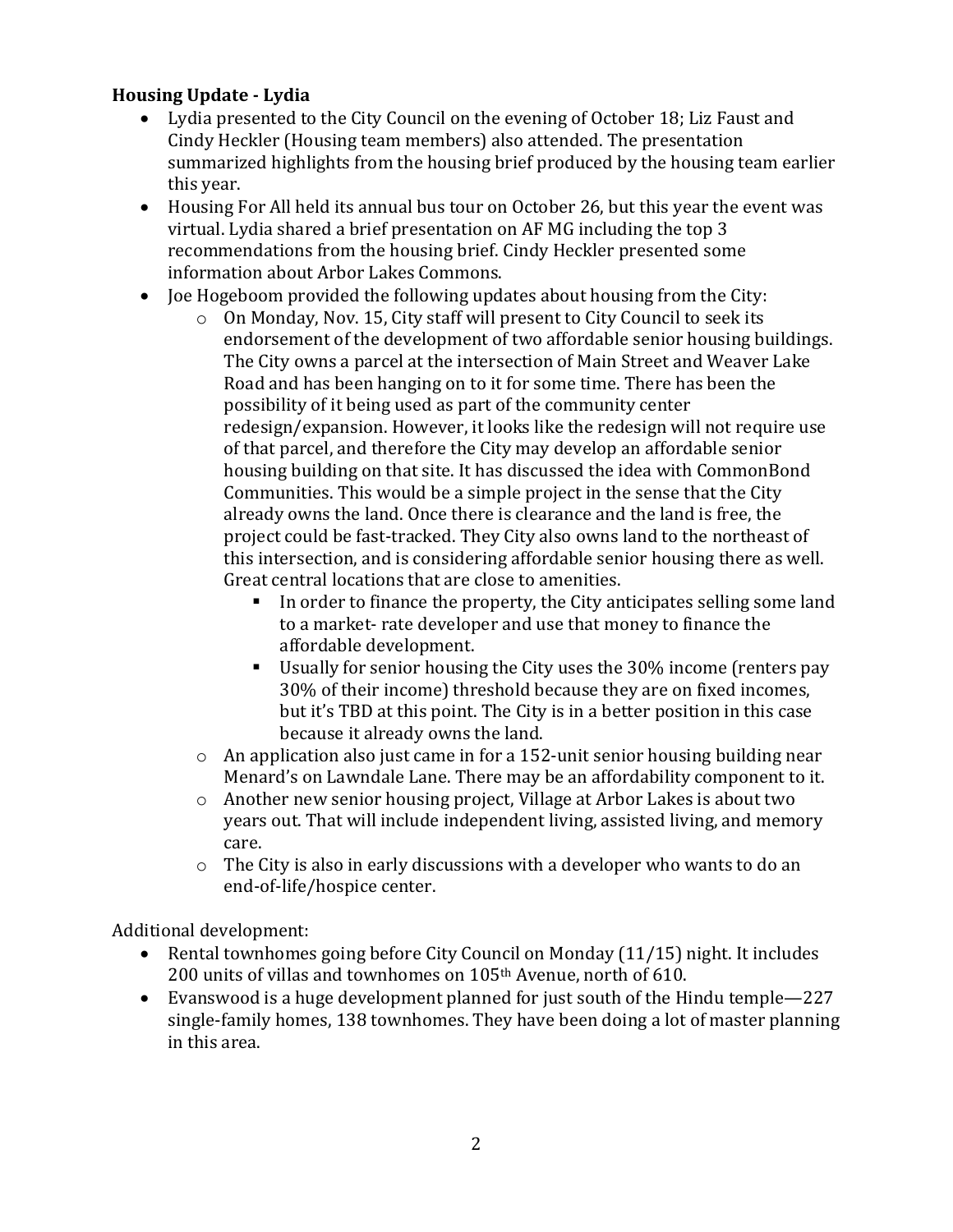**Housing Update - Lydia**

- Lydia presented to the City Council on the evening of October 18; Liz Faust and Cindy Heckler (Housing team members) also attended. The presentation summarized highlights from the housing brief produced by the housing team earlier this year.
- Housing For All held its annual bus tour on October 26, but this year the event was virtual. Lydia shared a brief presentation on AF MG including the top 3 recommendations from the housing brief. Cindy Heckler presented some information about Arbor Lakes Commons.
- Joe Hogeboom provided the following updates about housing from the City:
    - On Monday, Nov. 15, City staff will present to City Council to seek its endorsement of the development of two affordable senior housing buildings. The City owns a parcel at the intersection of Main Street and Weaver Lake Road and has been hanging on to it for some time. There has been the possibility of it being used as part of the community center redesign/expansion. However, it looks like the redesign will not require use of that parcel, and therefore the City may develop an affordable senior housing building on that site. It has discussed the idea with CommonBond Communities. This would be a simple project in the sense that the City already owns the land. Once there is clearance and the land is free, the project could be fast-tracked. They City also owns land to the northeast of this intersection, and is considering affordable senior housing there as well. Great central locations that are close to amenities.
        - In order to finance the property, the City anticipates selling some land to a market- rate developer and use that money to finance the affordable development.
        - Usually for senior housing the City uses the 30% income (renters pay 30% of their income) threshold because they are on fixed incomes, but it's TBD at this point. The City is in a better position in this case because it already owns the land.
    - An application also just came in for a 152-unit senior housing building near Menard's on Lawndale Lane. There may be an affordability component to it.
    - Another new senior housing project, Village at Arbor Lakes is about two years out. That will include independent living, assisted living, and memory care.
    - The City is also in early discussions with a developer who wants to do an end-of-life/hospice center.

Additional development:

- Rental townhomes going before City Council on Monday (11/15) night. It includes 200 units of villas and townhomes on 105th Avenue, north of 610.
- Evanswood is a huge development planned for just south of the Hindu temple—227 single-family homes, 138 townhomes. They have been doing a lot of master planning in this area.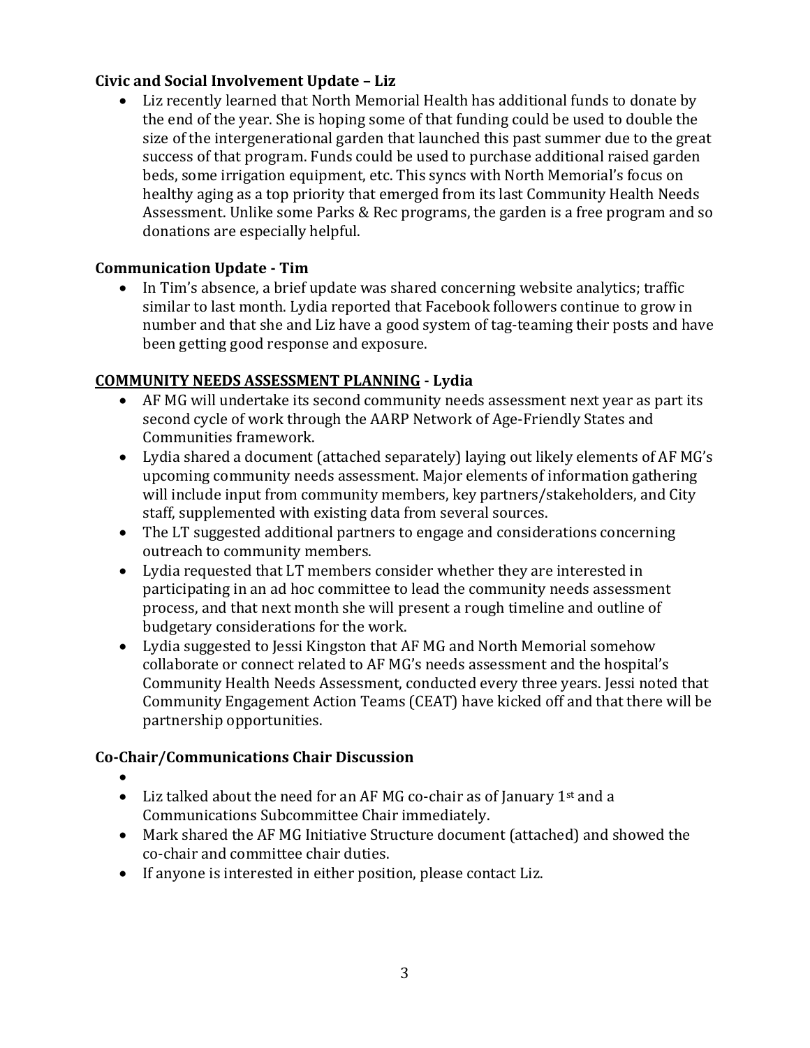**Civic and Social Involvement Update – Liz**

- Liz recently learned that North Memorial Health has additional funds to donate by the end of the year. She is hoping some of that funding could be used to double the size of the intergenerational garden that launched this past summer due to the great success of that program. Funds could be used to purchase additional raised garden beds, some irrigation equipment, etc. This syncs with North Memorial's focus on healthy aging as a top priority that emerged from its last Community Health Needs Assessment. Unlike some Parks & Rec programs, the garden is a free program and so donations are especially helpful.

**Communication Update - Tim**

- In Tim's absence, a brief update was shared concerning website analytics; traffic similar to last month. Lydia reported that Facebook followers continue to grow in number and that she and Liz have a good system of tag-teaming their posts and have been getting good response and exposure.

**<u>COMMUNITY NEEDS ASSESSMENT PLANNING</u> - Lydia**

- AF MG will undertake its second community needs assessment next year as part its second cycle of work through the AARP Network of Age-Friendly States and Communities framework.
- Lydia shared a document (attached separately) laying out likely elements of AF MG's upcoming community needs assessment. Major elements of information gathering will include input from community members, key partners/stakeholders, and City staff, supplemented with existing data from several sources.
- The LT suggested additional partners to engage and considerations concerning outreach to community members.
- Lydia requested that LT members consider whether they are interested in participating in an ad hoc committee to lead the community needs assessment process, and that next month she will present a rough timeline and outline of budgetary considerations for the work.
- Lydia suggested to Jessi Kingston that AF MG and North Memorial somehow collaborate or connect related to AF MG's needs assessment and the hospital's Community Health Needs Assessment, conducted every three years. Jessi noted that Community Engagement Action Teams (CEAT) have kicked off and that there will be partnership opportunities.

**Co-Chair/Communications Chair Discussion**

- 
- Liz talked about the need for an AF MG co-chair as of January 1st and a Communications Subcommittee Chair immediately.
- Mark shared the AF MG Initiative Structure document (attached) and showed the co-chair and committee chair duties.
- If anyone is interested in either position, please contact Liz.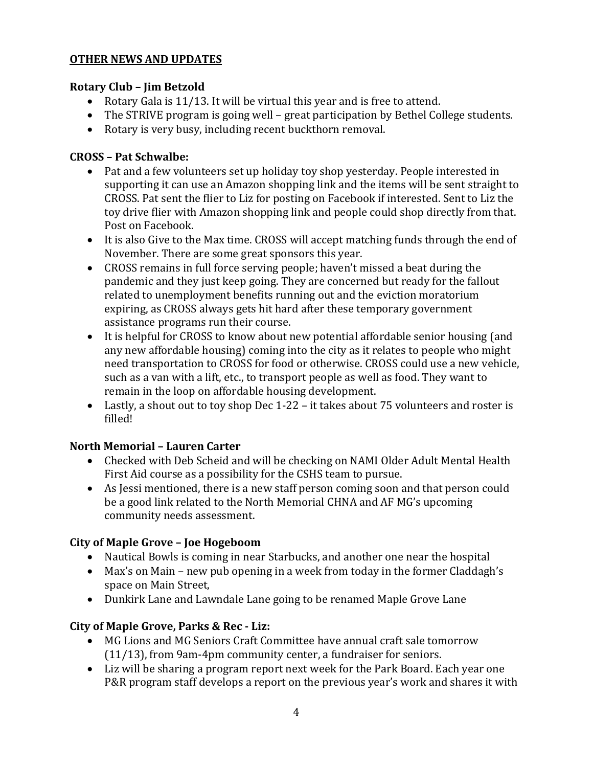**OTHER NEWS AND UPDATES**

**Rotary Club – Jim Betzold**

- Rotary Gala is 11/13. It will be virtual this year and is free to attend.
- The STRIVE program is going well – great participation by Bethel College students.
- Rotary is very busy, including recent buckthorn removal.

**CROSS – Pat Schwalbe:**

- Pat and a few volunteers set up holiday toy shop yesterday. People interested in supporting it can use an Amazon shopping link and the items will be sent straight to CROSS. Pat sent the flier to Liz for posting on Facebook if interested. Sent to Liz the toy drive flier with Amazon shopping link and people could shop directly from that. Post on Facebook.
- It is also Give to the Max time. CROSS will accept matching funds through the end of November. There are some great sponsors this year.
- CROSS remains in full force serving people; haven't missed a beat during the pandemic and they just keep going. They are concerned but ready for the fallout related to unemployment benefits running out and the eviction moratorium expiring, as CROSS always gets hit hard after these temporary government assistance programs run their course.
- It is helpful for CROSS to know about new potential affordable senior housing (and any new affordable housing) coming into the city as it relates to people who might need transportation to CROSS for food or otherwise. CROSS could use a new vehicle, such as a van with a lift, etc., to transport people as well as food. They want to remain in the loop on affordable housing development.
- Lastly, a shout out to toy shop Dec 1-22 – it takes about 75 volunteers and roster is filled!

**North Memorial – Lauren Carter**

- Checked with Deb Scheid and will be checking on NAMI Older Adult Mental Health First Aid course as a possibility for the CSHS team to pursue.
- As Jessi mentioned, there is a new staff person coming soon and that person could be a good link related to the North Memorial CHNA and AF MG's upcoming community needs assessment.

**City of Maple Grove – Joe Hogeboom**

- Nautical Bowls is coming in near Starbucks, and another one near the hospital
- Max's on Main – new pub opening in a week from today in the former Claddagh's space on Main Street,
- Dunkirk Lane and Lawndale Lane going to be renamed Maple Grove Lane

**City of Maple Grove, Parks & Rec - Liz:**

- MG Lions and MG Seniors Craft Committee have annual craft sale tomorrow (11/13), from 9am-4pm community center, a fundraiser for seniors.
- Liz will be sharing a program report next week for the Park Board. Each year one P&R program staff develops a report on the previous year's work and shares it with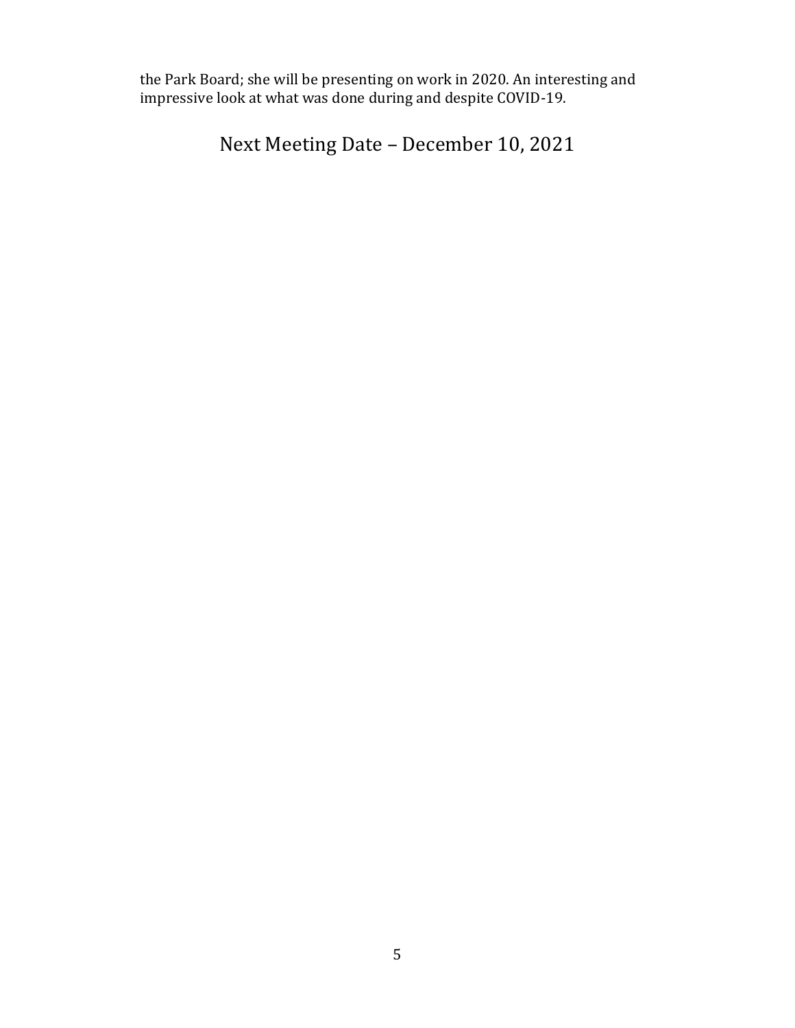the Park Board; she will be presenting on work in 2020. An interesting and impressive look at what was done during and despite COVID-19.

## Next Meeting Date – December 10, 2021